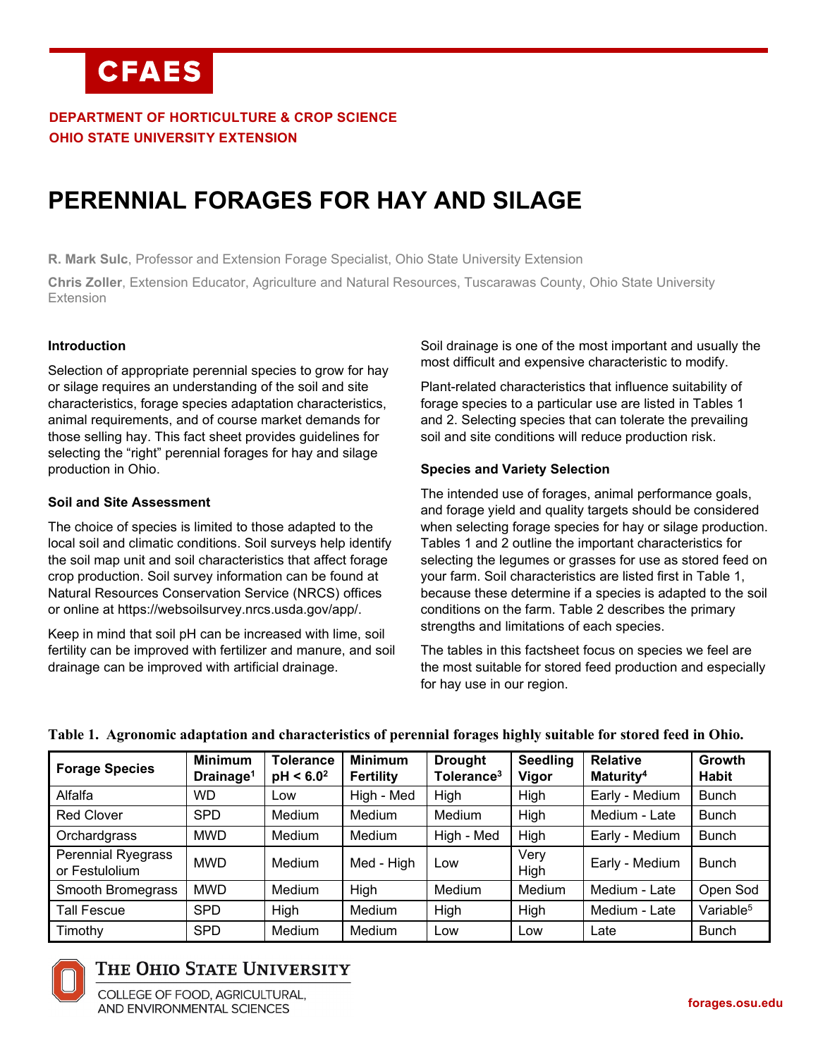DEPARTMENT OF HORTICULTURE & CROP SCIENCE
OHIO STATE UNIVERSITY EXTENSION

# PERENNIAL FORAGES FOR HAY AND SILAGE

**R. Mark Sulc**, Professor and Extension Forage Specialist, Ohio State University Extension

**Chris Zoller**, Extension Educator, Agriculture and Natural Resources, Tuscarawas County, Ohio State University Extension

### Introduction

Selection of appropriate perennial species to grow for hay or silage requires an understanding of the soil and site characteristics, forage species adaptation characteristics, animal requirements, and of course market demands for those selling hay. This fact sheet provides guidelines for selecting the "right" perennial forages for hay and silage production in Ohio.

### Soil and Site Assessment

The choice of species is limited to those adapted to the local soil and climatic conditions. Soil surveys help identify the soil map unit and soil characteristics that affect forage crop production. Soil survey information can be found at Natural Resources Conservation Service (NRCS) offices or online at https://websoilsurvey.nrcs.usda.gov/app/.

Keep in mind that soil pH can be increased with lime, soil fertility can be improved with fertilizer and manure, and soil drainage can be improved with artificial drainage.

Soil drainage is one of the most important and usually the most difficult and expensive characteristic to modify.

Plant-related characteristics that influence suitability of forage species to a particular use are listed in Tables 1 and 2. Selecting species that can tolerate the prevailing soil and site conditions will reduce production risk.

### Species and Variety Selection

The intended use of forages, animal performance goals, and forage yield and quality targets should be considered when selecting forage species for hay or silage production. Tables 1 and 2 outline the important characteristics for selecting the legumes or grasses for use as stored feed on your farm. Soil characteristics are listed first in Table 1, because these determine if a species is adapted to the soil conditions on the farm. Table 2 describes the primary strengths and limitations of each species.

The tables in this factsheet focus on species we feel are the most suitable for stored feed production and especially for hay use in our region.

**Table 1. Agronomic adaptation and characteristics of perennial forages highly suitable for stored feed in Ohio.**

| Forage Species | Minimum Drainage[1] | Tolerance pH < 6.0[2] | Minimum Fertility | Drought Tolerance[3] | Seedling Vigor | Relative Maturity[4] | Growth Habit |
|---|---|---|---|---|---|---|---|
| Alfalfa | WD | Low | High - Med | High | High | Early - Medium | Bunch |
| Red Clover | SPD | Medium | Medium | Medium | High | Medium - Late | Bunch |
| Orchardgrass | MWD | Medium | Medium | High - Med | High | Early - Medium | Bunch |
| Perennial Ryegrass or Festulolium | MWD | Medium | Med - High | Low | Very High | Early - Medium | Bunch |
| Smooth Bromegrass | MWD | Medium | High | Medium | Medium | Medium - Late | Open Sod |
| Tall Fescue | SPD | High | Medium | High | High | Medium - Late | Variable[5] |
| Timothy | SPD | Medium | Medium | Low | Low | Late | Bunch |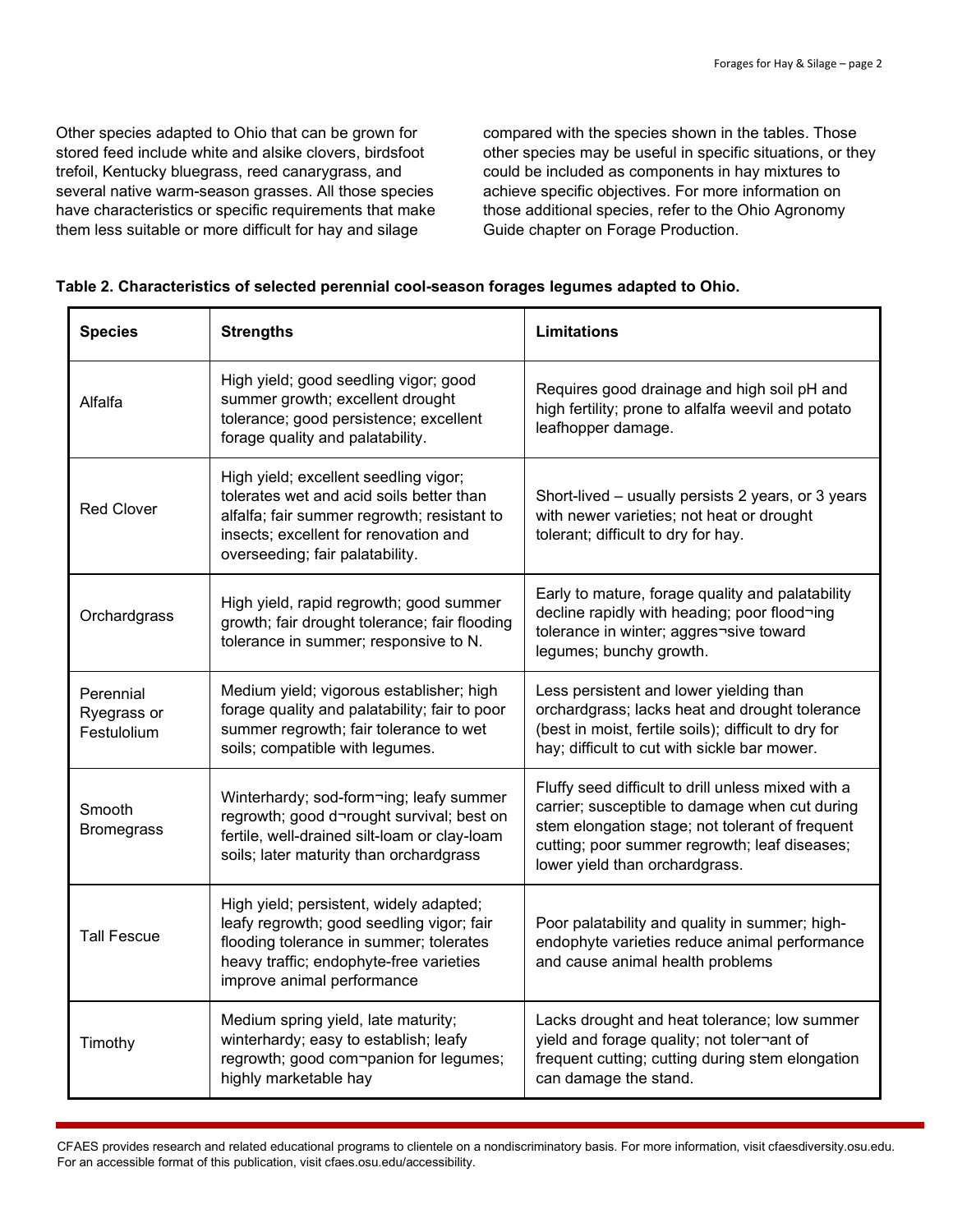Other species adapted to Ohio that can be grown for stored feed include white and alsike clovers, birdsfoot trefoil, Kentucky bluegrass, reed canarygrass, and several native warm-season grasses. All those species have characteristics or specific requirements that make them less suitable or more difficult for hay and silage compared with the species shown in the tables. Those other species may be useful in specific situations, or they could be included as components in hay mixtures to achieve specific objectives. For more information on those additional species, refer to the Ohio Agronomy Guide chapter on Forage Production.

**Table 2. Characteristics of selected perennial cool-season forages legumes adapted to Ohio.**

| Species | Strengths | Limitations |
|---|---|---|
| Alfalfa | High yield; good seedling vigor; good summer growth; excellent drought tolerance; good persistence; excellent forage quality and palatability. | Requires good drainage and high soil pH and high fertility; prone to alfalfa weevil and potato leafhopper damage. |
| Red Clover | High yield; excellent seedling vigor; tolerates wet and acid soils better than alfalfa; fair summer regrowth; resistant to insects; excellent for renovation and overseeding; fair palatability. | Short-lived – usually persists 2 years, or 3 years with newer varieties; not heat or drought tolerant; difficult to dry for hay. |
| Orchardgrass | High yield, rapid regrowth; good summer growth; fair drought tolerance; fair flooding tolerance in summer; responsive to N. | Early to mature, forage quality and palatability decline rapidly with heading; poor flood¬ing tolerance in winter; aggres¬sive toward legumes; bunchy growth. |
| Perennial Ryegrass or Festulolium | Medium yield; vigorous establisher; high forage quality and palatability; fair to poor summer regrowth; fair tolerance to wet soils; compatible with legumes. | Less persistent and lower yielding than orchardgrass; lacks heat and drought tolerance (best in moist, fertile soils); difficult to dry for hay; difficult to cut with sickle bar mower. |
| Smooth Bromegrass | Winterhardy; sod-form¬ing; leafy summer regrowth; good d¬rought survival; best on fertile, well-drained silt-loam or clay-loam soils; later maturity than orchardgrass | Fluffy seed difficult to drill unless mixed with a carrier; susceptible to damage when cut during stem elongation stage; not tolerant of frequent cutting; poor summer regrowth; leaf diseases; lower yield than orchardgrass. |
| Tall Fescue | High yield; persistent, widely adapted; leafy regrowth; good seedling vigor; fair flooding tolerance in summer; tolerates heavy traffic; endophyte-free varieties improve animal performance | Poor palatability and quality in summer; high-endophyte varieties reduce animal performance and cause animal health problems |
| Timothy | Medium spring yield, late maturity; winterhardy; easy to establish; leafy regrowth; good com¬panion for legumes; highly marketable hay | Lacks drought and heat tolerance; low summer yield and forage quality; not toler¬ant of frequent cutting; cutting during stem elongation can damage the stand. |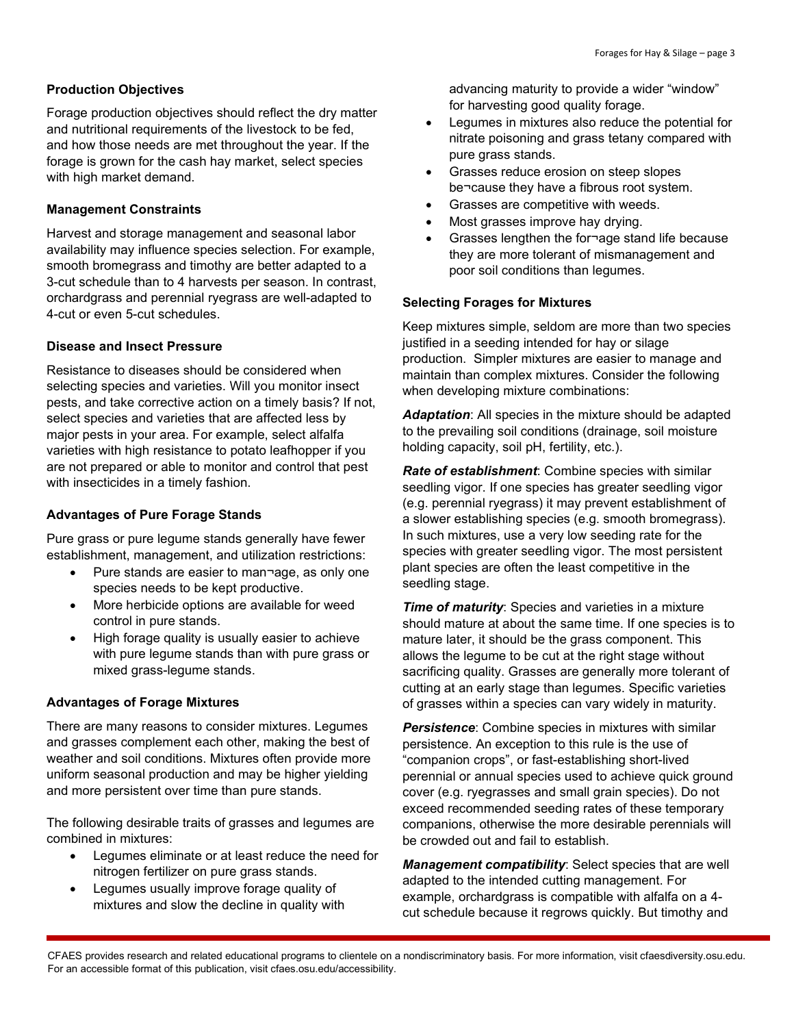### Production Objectives

Forage production objectives should reflect the dry matter and nutritional requirements of the livestock to be fed, and how those needs are met throughout the year. If the forage is grown for the cash hay market, select species with high market demand.

### Management Constraints

Harvest and storage management and seasonal labor availability may influence species selection. For example, smooth bromegrass and timothy are better adapted to a 3-cut schedule than to 4 harvests per season. In contrast, orchardgrass and perennial ryegrass are well-adapted to 4-cut or even 5-cut schedules.

### Disease and Insect Pressure

Resistance to diseases should be considered when selecting species and varieties. Will you monitor insect pests, and take corrective action on a timely basis? If not, select species and varieties that are affected less by major pests in your area. For example, select alfalfa varieties with high resistance to potato leafhopper if you are not prepared or able to monitor and control that pest with insecticides in a timely fashion.

### Advantages of Pure Forage Stands

Pure grass or pure legume stands generally have fewer establishment, management, and utilization restrictions:

- Pure stands are easier to man¬age, as only one species needs to be kept productive.
- More herbicide options are available for weed control in pure stands.
- High forage quality is usually easier to achieve with pure legume stands than with pure grass or mixed grass-legume stands.

### Advantages of Forage Mixtures

There are many reasons to consider mixtures. Legumes and grasses complement each other, making the best of weather and soil conditions. Mixtures often provide more uniform seasonal production and may be higher yielding and more persistent over time than pure stands.

The following desirable traits of grasses and legumes are combined in mixtures:

- Legumes eliminate or at least reduce the need for nitrogen fertilizer on pure grass stands.
- Legumes usually improve forage quality of mixtures and slow the decline in quality with advancing maturity to provide a wider "window" for harvesting good quality forage.
- Legumes in mixtures also reduce the potential for nitrate poisoning and grass tetany compared with pure grass stands.
- Grasses reduce erosion on steep slopes be¬cause they have a fibrous root system.
- Grasses are competitive with weeds.
- Most grasses improve hay drying.
- Grasses lengthen the for¬age stand life because they are more tolerant of mismanagement and poor soil conditions than legumes.

### Selecting Forages for Mixtures

Keep mixtures simple, seldom are more than two species justified in a seeding intended for hay or silage production. Simpler mixtures are easier to manage and maintain than complex mixtures. Consider the following when developing mixture combinations:

***Adaptation***: All species in the mixture should be adapted to the prevailing soil conditions (drainage, soil moisture holding capacity, soil pH, fertility, etc.).

***Rate of establishment***: Combine species with similar seedling vigor. If one species has greater seedling vigor (e.g. perennial ryegrass) it may prevent establishment of a slower establishing species (e.g. smooth bromegrass). In such mixtures, use a very low seeding rate for the species with greater seedling vigor. The most persistent plant species are often the least competitive in the seedling stage.

***Time of maturity***: Species and varieties in a mixture should mature at about the same time. If one species is to mature later, it should be the grass component. This allows the legume to be cut at the right stage without sacrificing quality. Grasses are generally more tolerant of cutting at an early stage than legumes. Specific varieties of grasses within a species can vary widely in maturity.

***Persistence***: Combine species in mixtures with similar persistence. An exception to this rule is the use of "companion crops", or fast-establishing short-lived perennial or annual species used to achieve quick ground cover (e.g. ryegrasses and small grain species). Do not exceed recommended seeding rates of these temporary companions, otherwise the more desirable perennials will be crowded out and fail to establish.

***Management compatibility***: Select species that are well adapted to the intended cutting management. For example, orchardgrass is compatible with alfalfa on a 4-cut schedule because it regrows quickly. But timothy and

CFAES provides research and related educational programs to clientele on a nondiscriminatory basis. For more information, visit cfaesdiversity.osu.edu. For an accessible format of this publication, visit cfaes.osu.edu/accessibility.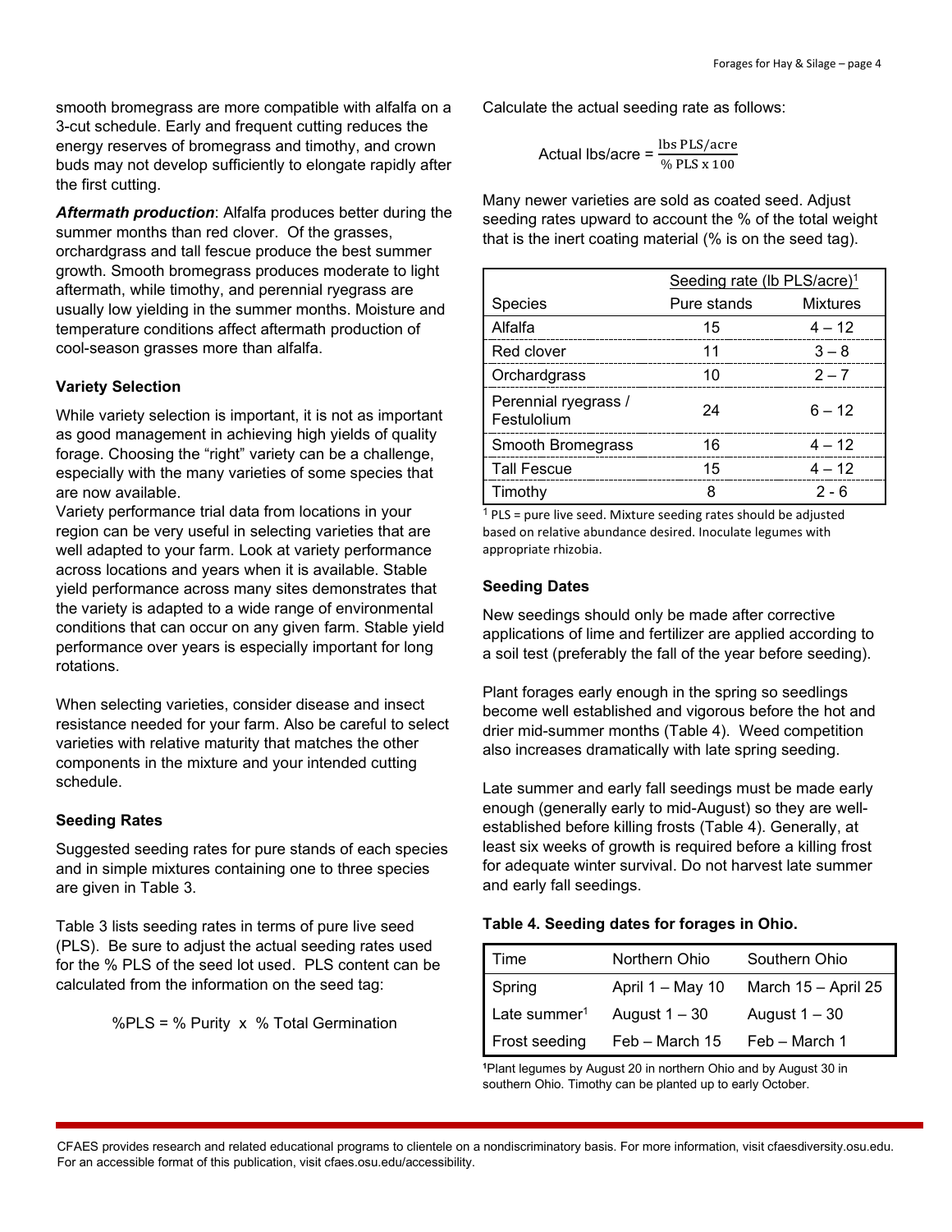smooth bromegrass are more compatible with alfalfa on a 3-cut schedule. Early and frequent cutting reduces the energy reserves of bromegrass and timothy, and crown buds may not develop sufficiently to elongate rapidly after the first cutting.

***Aftermath production***: Alfalfa produces better during the summer months than red clover. Of the grasses, orchardgrass and tall fescue produce the best summer growth. Smooth bromegrass produces moderate to light aftermath, while timothy, and perennial ryegrass are usually low yielding in the summer months. Moisture and temperature conditions affect aftermath production of cool-season grasses more than alfalfa.

### Variety Selection

While variety selection is important, it is not as important as good management in achieving high yields of quality forage. Choosing the "right" variety can be a challenge, especially with the many varieties of some species that are now available.

Variety performance trial data from locations in your region can be very useful in selecting varieties that are well adapted to your farm. Look at variety performance across locations and years when it is available. Stable yield performance across many sites demonstrates that the variety is adapted to a wide range of environmental conditions that can occur on any given farm. Stable yield performance over years is especially important for long rotations.

When selecting varieties, consider disease and insect resistance needed for your farm. Also be careful to select varieties with relative maturity that matches the other components in the mixture and your intended cutting schedule.

### Seeding Rates

Suggested seeding rates for pure stands of each species and in simple mixtures containing one to three species are given in Table 3.

Table 3 lists seeding rates in terms of pure live seed (PLS). Be sure to adjust the actual seeding rates used for the % PLS of the seed lot used. PLS content can be calculated from the information on the seed tag:

$$\%\text{PLS} = \%\text{ Purity} \times \%\text{ Total Germination}$$

Calculate the actual seeding rate as follows:

$$\text{Actual lbs/acre} = \frac{\text{lbs PLS/acre}}{\%\text{ PLS x 100}}$$

Many newer varieties are sold as coated seed. Adjust seeding rates upward to account the % of the total weight that is the inert coating material (% is on the seed tag).

| | Seeding rate (lb PLS/acre)[1] | |
|---|---|---|
| Species | Pure stands | Mixtures |
| Alfalfa | 15 | 4 – 12 |
| Red clover | 11 | 3 – 8 |
| Orchardgrass | 10 | 2 – 7 |
| Perennial ryegrass / Festulolium | 24 | 6 – 12 |
| Smooth Bromegrass | 16 | 4 – 12 |
| Tall Fescue | 15 | 4 – 12 |
| Timothy | 8 | 2 - 6 |

[1] PLS = pure live seed. Mixture seeding rates should be adjusted based on relative abundance desired. Inoculate legumes with appropriate rhizobia.

### Seeding Dates

New seedings should only be made after corrective applications of lime and fertilizer are applied according to a soil test (preferably the fall of the year before seeding).

Plant forages early enough in the spring so seedlings become well established and vigorous before the hot and drier mid-summer months (Table 4). Weed competition also increases dramatically with late spring seeding.

Late summer and early fall seedings must be made early enough (generally early to mid-August) so they are well-established before killing frosts (Table 4). Generally, at least six weeks of growth is required before a killing frost for adequate winter survival. Do not harvest late summer and early fall seedings.

**Table 4. Seeding dates for forages in Ohio.**

| Time | Northern Ohio | Southern Ohio |
|---|---|---|
| Spring | April 1 – May 10 | March 15 – April 25 |
| Late summer[1] | August 1 – 30 | August 1 – 30 |
| Frost seeding | Feb – March 15 | Feb – March 1 |

[1]Plant legumes by August 20 in northern Ohio and by August 30 in southern Ohio. Timothy can be planted up to early October.

CFAES provides research and related educational programs to clientele on a nondiscriminatory basis. For more information, visit cfaesdiversity.osu.edu. For an accessible format of this publication, visit cfaes.osu.edu/accessibility.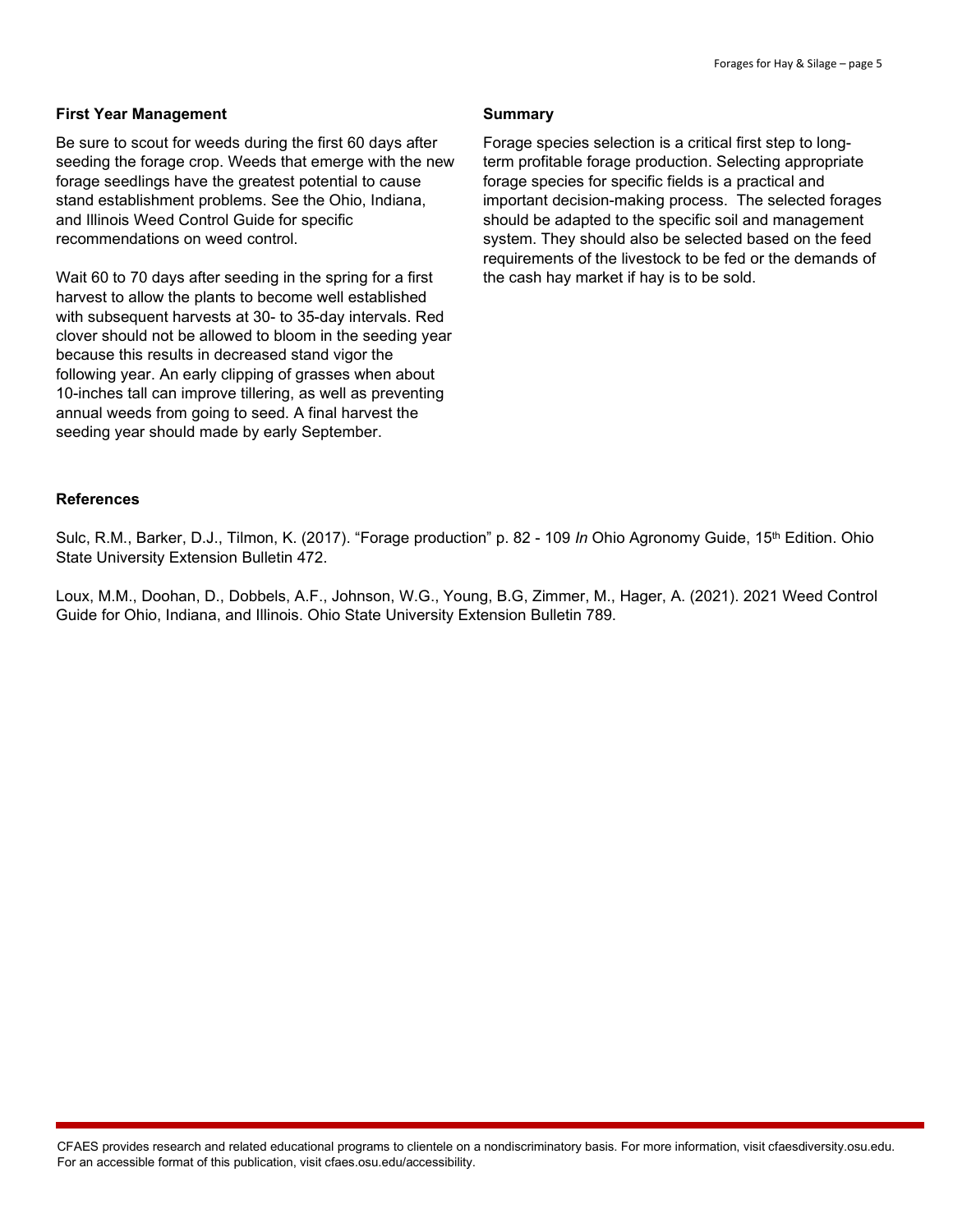### First Year Management

Be sure to scout for weeds during the first 60 days after seeding the forage crop. Weeds that emerge with the new forage seedlings have the greatest potential to cause stand establishment problems. See the Ohio, Indiana, and Illinois Weed Control Guide for specific recommendations on weed control.

Wait 60 to 70 days after seeding in the spring for a first harvest to allow the plants to become well established with subsequent harvests at 30- to 35-day intervals. Red clover should not be allowed to bloom in the seeding year because this results in decreased stand vigor the following year. An early clipping of grasses when about 10-inches tall can improve tillering, as well as preventing annual weeds from going to seed. A final harvest the seeding year should made by early September.

### Summary

Forage species selection is a critical first step to long-term profitable forage production. Selecting appropriate forage species for specific fields is a practical and important decision-making process. The selected forages should be adapted to the specific soil and management system. They should also be selected based on the feed requirements of the livestock to be fed or the demands of the cash hay market if hay is to be sold.

### References

Sulc, R.M., Barker, D.J., Tilmon, K. (2017). "Forage production" p. 82 - 109 *In* Ohio Agronomy Guide, 15th Edition. Ohio State University Extension Bulletin 472.

Loux, M.M., Doohan, D., Dobbels, A.F., Johnson, W.G., Young, B.G, Zimmer, M., Hager, A. (2021). 2021 Weed Control Guide for Ohio, Indiana, and Illinois. Ohio State University Extension Bulletin 789.

CFAES provides research and related educational programs to clientele on a nondiscriminatory basis. For more information, visit cfaesdiversity.osu.edu. For an accessible format of this publication, visit cfaes.osu.edu/accessibility.